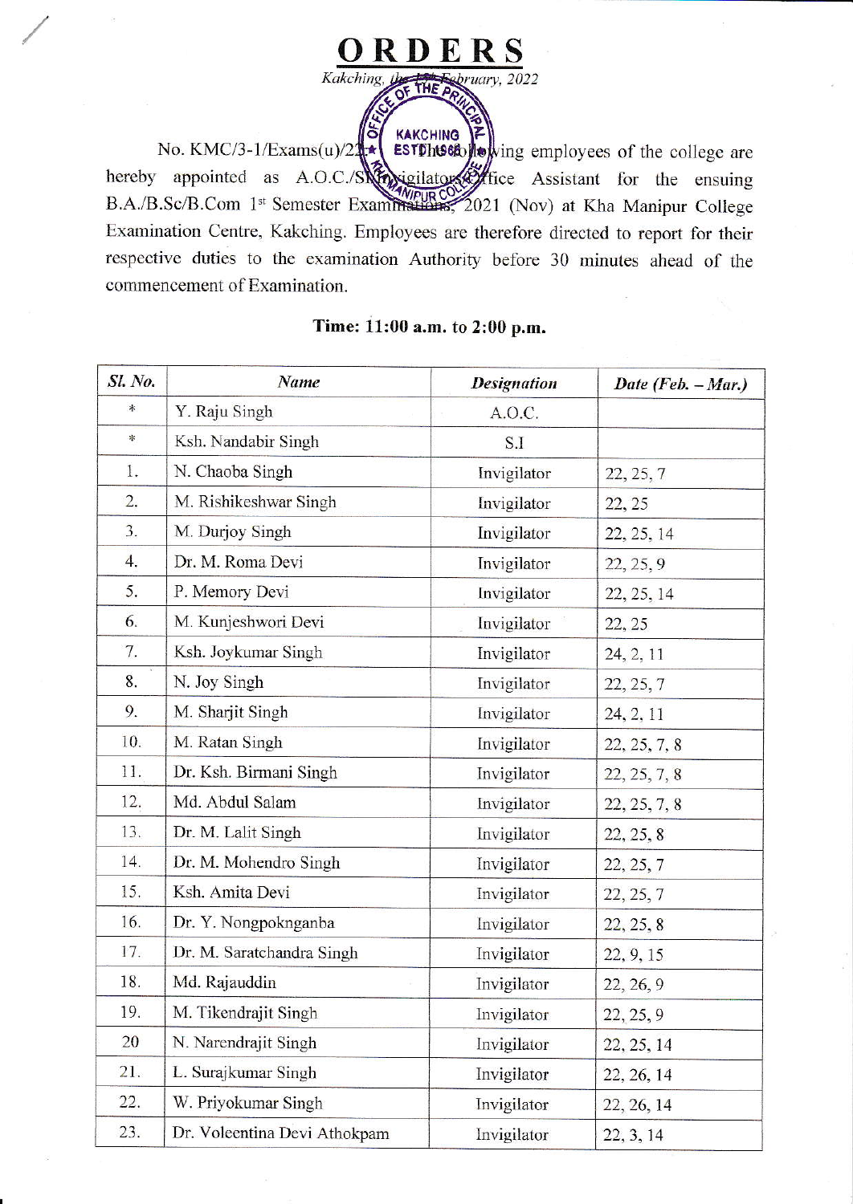# ORDERS

*Kakching, the 14th February, 2022*

No. KMC/3-1/Exams(u)/22 : The following employees of the college are hereby appointed as A.O.C./SI/Invigilator/Office Assistant for the ensuing B.A./B.Sc/B.Com 1st Semester Examinations, 2021 (Nov) at Kha Manipur College Examination Centre, Kakching. Employees are therefore directed to report for their respective duties to the examination Authority before 30 minutes ahead of the commencement of Examination.

**Time: 11:00 a.m. to 2:00 p.m.**

| *Sl. No.* | *Name* | *Designation* | *Date (Feb. – Mar.)* |
|---|---|---|---|
| * | Y. Raju Singh | A.O.C. | |
| * | Ksh. Nandabir Singh | S.I | |
| 1. | N. Chaoba Singh | Invigilator | 22, 25, 7 |
| 2. | M. Rishikeshwar Singh | Invigilator | 22, 25 |
| 3. | M. Durjoy Singh | Invigilator | 22, 25, 14 |
| 4. | Dr. M. Roma Devi | Invigilator | 22, 25, 9 |
| 5. | P. Memory Devi | Invigilator | 22, 25, 14 |
| 6. | M. Kunjeshwori Devi | Invigilator | 22, 25 |
| 7. | Ksh. Joykumar Singh | Invigilator | 24, 2, 11 |
| 8. | N. Joy Singh | Invigilator | 22, 25, 7 |
| 9. | M. Sharjit Singh | Invigilator | 24, 2, 11 |
| 10. | M. Ratan Singh | Invigilator | 22, 25, 7, 8 |
| 11. | Dr. Ksh. Birmani Singh | Invigilator | 22, 25, 7, 8 |
| 12. | Md. Abdul Salam | Invigilator | 22, 25, 7, 8 |
| 13. | Dr. M. Lalit Singh | Invigilator | 22, 25, 8 |
| 14. | Dr. M. Mohendro Singh | Invigilator | 22, 25, 7 |
| 15. | Ksh. Amita Devi | Invigilator | 22, 25, 7 |
| 16. | Dr. Y. Nongpoknganba | Invigilator | 22, 25, 8 |
| 17. | Dr. M. Saratchandra Singh | Invigilator | 22, 9, 15 |
| 18. | Md. Rajauddin | Invigilator | 22, 26, 9 |
| 19. | M. Tikendrajit Singh | Invigilator | 22, 25, 9 |
| 20 | N. Narendrajit Singh | Invigilator | 22, 25, 14 |
| 21. | L. Surajkumar Singh | Invigilator | 22, 26, 14 |
| 22. | W. Priyokumar Singh | Invigilator | 22, 26, 14 |
| 23. | Dr. Voleentina Devi Athokpam | Invigilator | 22, 3, 14 |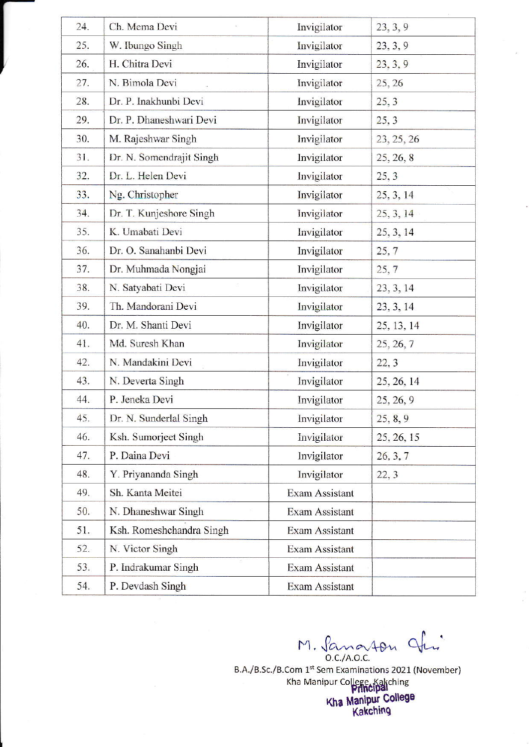| | | | |
|---|---|---|---|
| 24. | Ch. Mema Devi | Invigilator | 23, 3, 9 |
| 25. | W. Ibungo Singh | Invigilator | 23, 3, 9 |
| 26. | H. Chitra Devi | Invigilator | 23, 3, 9 |
| 27. | N. Bimola Devi | Invigilator | 25, 26 |
| 28. | Dr. P. Inakhunbi Devi | Invigilator | 25, 3 |
| 29. | Dr. P. Dhaneshwari Devi | Invigilator | 25, 3 |
| 30. | M. Rajeshwar Singh | Invigilator | 23, 25, 26 |
| 31. | Dr. N. Somendrajit Singh | Invigilator | 25, 26, 8 |
| 32. | Dr. L. Helen Devi | Invigilator | 25, 3 |
| 33. | Ng. Christopher | Invigilator | 25, 3, 14 |
| 34. | Dr. T. Kunjeshore Singh | Invigilator | 25, 3, 14 |
| 35. | K. Umabati Devi | Invigilator | 25, 3, 14 |
| 36. | Dr. O. Sanahanbi Devi | Invigilator | 25, 7 |
| 37. | Dr. Muhmada Nongjai | Invigilator | 25, 7 |
| 38. | N. Satyabati Devi | Invigilator | 23, 3, 14 |
| 39. | Th. Mandorani Devi | Invigilator | 23, 3, 14 |
| 40. | Dr. M. Shanti Devi | Invigilator | 25, 13, 14 |
| 41. | Md. Suresh Khan | Invigilator | 25, 26, 7 |
| 42. | N. Mandakini Devi | Invigilator | 22, 3 |
| 43. | N. Deverta Singh | Invigilator | 25, 26, 14 |
| 44. | P. Jeneka Devi | Invigilator | 25, 26, 9 |
| 45. | Dr. N. Sunderlal Singh | Invigilator | 25, 8, 9 |
| 46. | Ksh. Sumorjeet Singh | Invigilator | 25, 26, 15 |
| 47. | P. Daina Devi | Invigilator | 26, 3, 7 |
| 48. | Y. Priyananda Singh | Invigilator | 22, 3 |
| 49. | Sh. Kanta Meitei | Exam Assistant | |
| 50. | N. Dhaneshwar Singh | Exam Assistant | |
| 51. | Ksh. Romeshchandra Singh | Exam Assistant | |
| 52. | N. Victor Singh | Exam Assistant | |
| 53. | P. Indrakumar Singh | Exam Assistant | |
| 54. | P. Devdash Singh | Exam Assistant | |

M. Sanatan Singh
O.C./A.O.C.
B.A./B.Sc./B.Com 1st Sem Examinations 2021 (November)
Kha Manipur College, Kakching

Principal
Kha Manipur College
Kakching